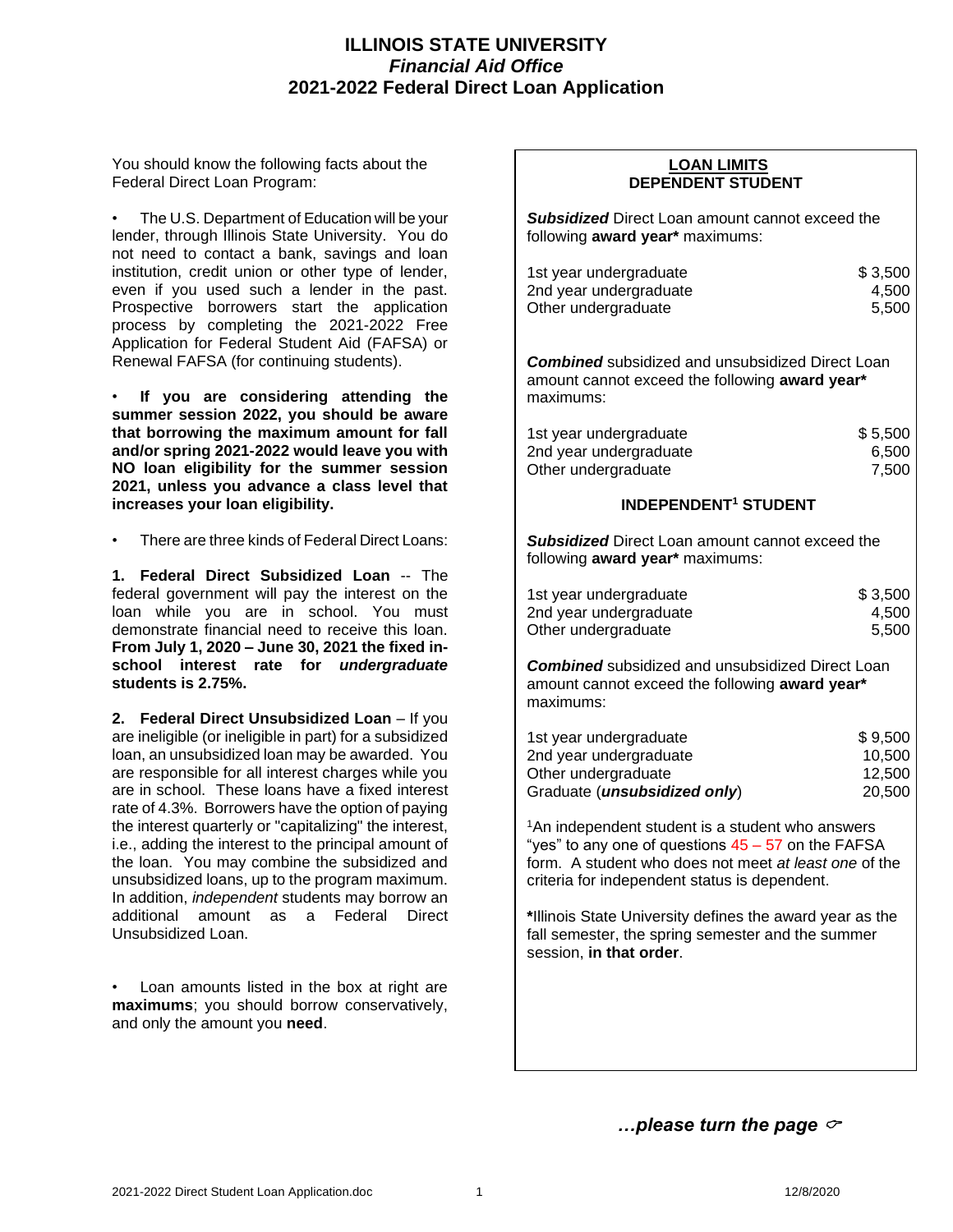# ILLINOIS STATE UNIVERSITY
## *Financial Aid Office*
## 2021-2022 Federal Direct Loan Application

You should know the following facts about the Federal Direct Loan Program:

- The U.S. Department of Education will be your lender, through Illinois State University. You do not need to contact a bank, savings and loan institution, credit union or other type of lender, even if you used such a lender in the past. Prospective borrowers start the application process by completing the 2021-2022 Free Application for Federal Student Aid (FAFSA) or Renewal FAFSA (for continuing students).

- **If you are considering attending the summer session 2022, you should be aware that borrowing the maximum amount for fall and/or spring 2021-2022 would leave you with NO loan eligibility for the summer session 2021, unless you advance a class level that increases your loan eligibility.**

- There are three kinds of Federal Direct Loans:

**1. Federal Direct Subsidized Loan** -- The federal government will pay the interest on the loan while you are in school. You must demonstrate financial need to receive this loan. **From July 1, 2020 – June 30, 2021 the fixed in-school interest rate for *undergraduate* students is 2.75%.**

**2. Federal Direct Unsubsidized Loan** – If you are ineligible (or ineligible in part) for a subsidized loan, an unsubsidized loan may be awarded. You are responsible for all interest charges while you are in school. These loans have a fixed interest rate of 4.3%. Borrowers have the option of paying the interest quarterly or "capitalizing" the interest, i.e., adding the interest to the principal amount of the loan. You may combine the subsidized and unsubsidized loans, up to the program maximum. In addition, *independent* students may borrow an additional amount as a Federal Direct Unsubsidized Loan.

- Loan amounts listed in the box at right are **maximums**; you should borrow conservatively, and only the amount you **need**.

### LOAN LIMITS

#### DEPENDENT STUDENT

***Subsidized*** Direct Loan amount cannot exceed the following **award year*** maximums:

| | |
|---|---|
| 1st year undergraduate | $ 3,500 |
| 2nd year undergraduate | 4,500 |
| Other undergraduate | 5,500 |

***Combined*** subsidized and unsubsidized Direct Loan amount cannot exceed the following **award year*** maximums:

| | |
|---|---|
| 1st year undergraduate | $ 5,500 |
| 2nd year undergraduate | 6,500 |
| Other undergraduate | 7,500 |

#### INDEPENDENT[1] STUDENT

***Subsidized*** Direct Loan amount cannot exceed the following **award year*** maximums:

| | |
|---|---|
| 1st year undergraduate | $ 3,500 |
| 2nd year undergraduate | 4,500 |
| Other undergraduate | 5,500 |

***Combined*** subsidized and unsubsidized Direct Loan amount cannot exceed the following **award year*** maximums:

| | |
|---|---|
| 1st year undergraduate | $ 9,500 |
| 2nd year undergraduate | 10,500 |
| Other undergraduate | 12,500 |
| Graduate (***unsubsidized only***) | 20,500 |

[1]An independent student is a student who answers "yes" to any one of questions 45 – 57 on the FAFSA form. A student who does not meet *at least one* of the criteria for independent status is dependent.

**\***Illinois State University defines the award year as the fall semester, the spring semester and the summer session, **in that order**.

***…please turn the page*** ☞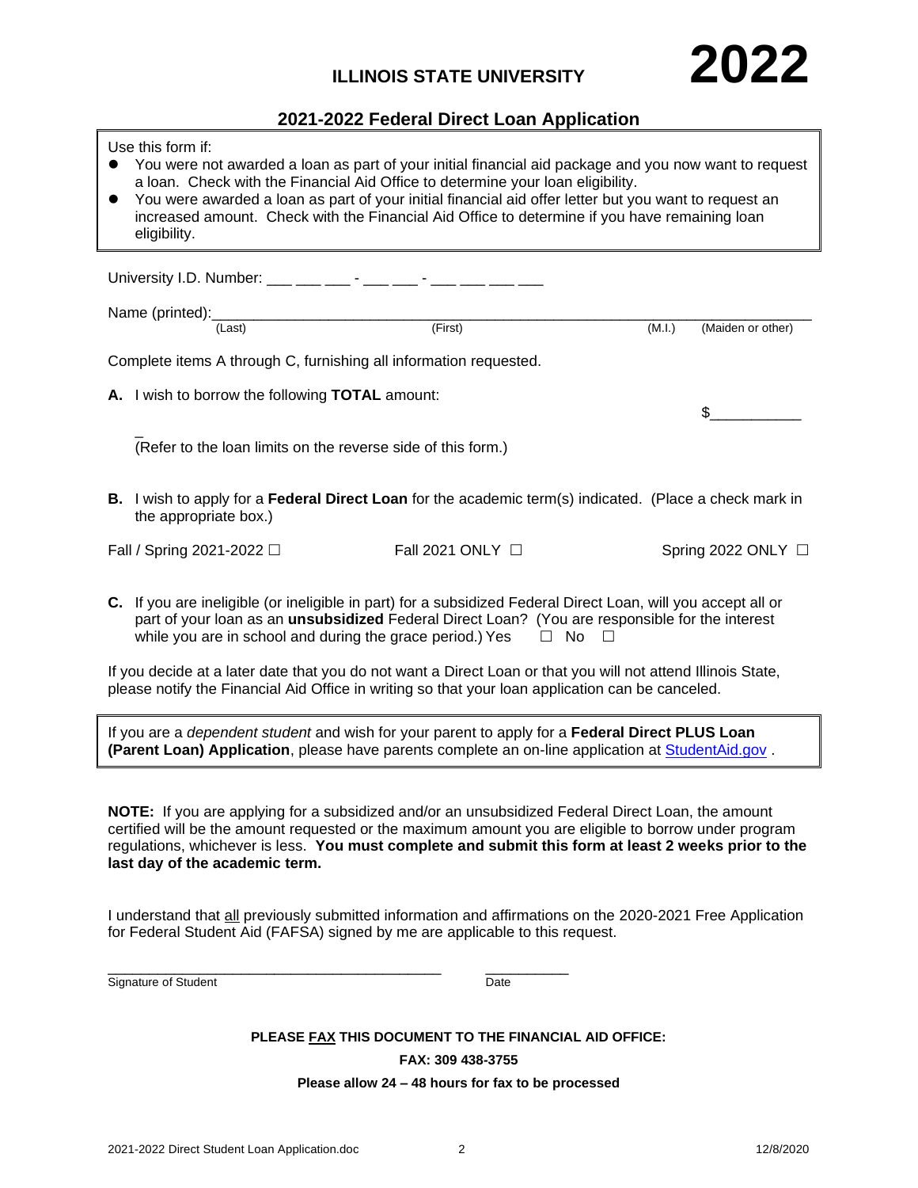**ILLINOIS STATE UNIVERSITY** **2022**

## 2021-2022 Federal Direct Loan Application

Use this form if:

- You were not awarded a loan as part of your initial financial aid package and you now want to request a loan. Check with the Financial Aid Office to determine your loan eligibility.
- You were awarded a loan as part of your initial financial aid offer letter but you want to request an increased amount. Check with the Financial Aid Office to determine if you have remaining loan eligibility.

University I.D. Number: ___ ___ ___ - ___ ___ - ___ ___ ___ ___

Name (printed):________________________________________________________________

(Last) (First) (M.I.) (Maiden or other)

Complete items A through C, furnishing all information requested.

**A.** I wish to borrow the following **TOTAL** amount: $___________

(Refer to the loan limits on the reverse side of this form.)

**B.** I wish to apply for a **Federal Direct Loan** for the academic term(s) indicated. (Place a check mark in the appropriate box.)

Fall / Spring 2021-2022 ☐ Fall 2021 ONLY ☐ Spring 2022 ONLY ☐

**C.** If you are ineligible (or ineligible in part) for a subsidized Federal Direct Loan, will you accept all or part of your loan as an **unsubsidized** Federal Direct Loan? (You are responsible for the interest while you are in school and during the grace period.) Yes ☐ No ☐

If you decide at a later date that you do not want a Direct Loan or that you will not attend Illinois State, please notify the Financial Aid Office in writing so that your loan application can be canceled.

If you are a *dependent student* and wish for your parent to apply for a **Federal Direct PLUS Loan (Parent Loan) Application**, please have parents complete an on-line application at StudentAid.gov .

**NOTE:** If you are applying for a subsidized and/or an unsubsidized Federal Direct Loan, the amount certified will be the amount requested or the maximum amount you are eligible to borrow under program regulations, whichever is less. **You must complete and submit this form at least 2 weeks prior to the last day of the academic term.**

I understand that all previously submitted information and affirmations on the 2020-2021 Free Application for Federal Student Aid (FAFSA) signed by me are applicable to this request.

_______________________________________ ___________

Signature of Student Date

**PLEASE FAX THIS DOCUMENT TO THE FINANCIAL AID OFFICE:**

**FAX: 309 438-3755**

**Please allow 24 – 48 hours for fax to be processed**